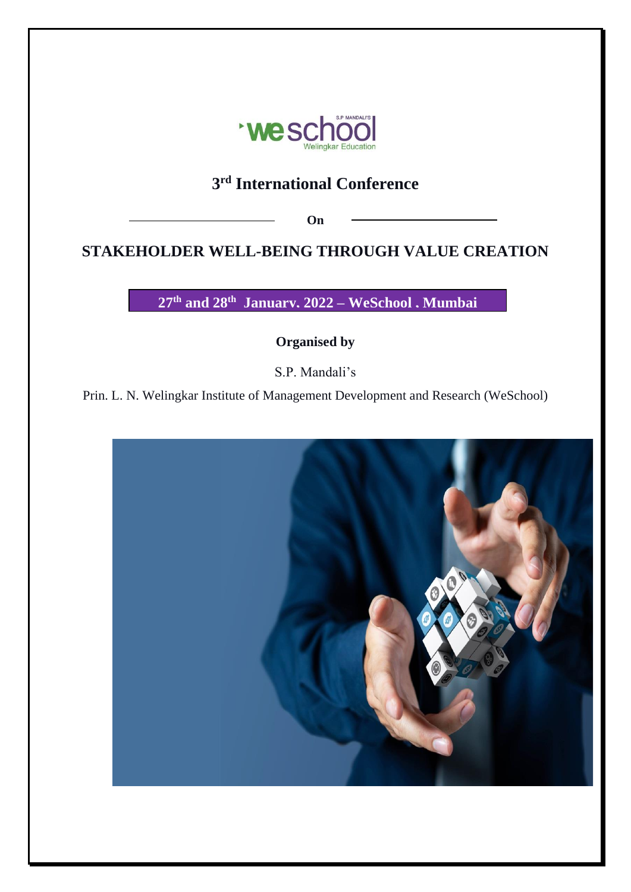# 3rd International Conference

**On**

# STAKEHOLDER WELL-BEING THROUGH VALUE CREATION

**27th and 28th January. 2022 – WeSchool . Mumbai**

**Organised by**

S.P. Mandali's

Prin. L. N. Welingkar Institute of Management Development and Research (WeSchool)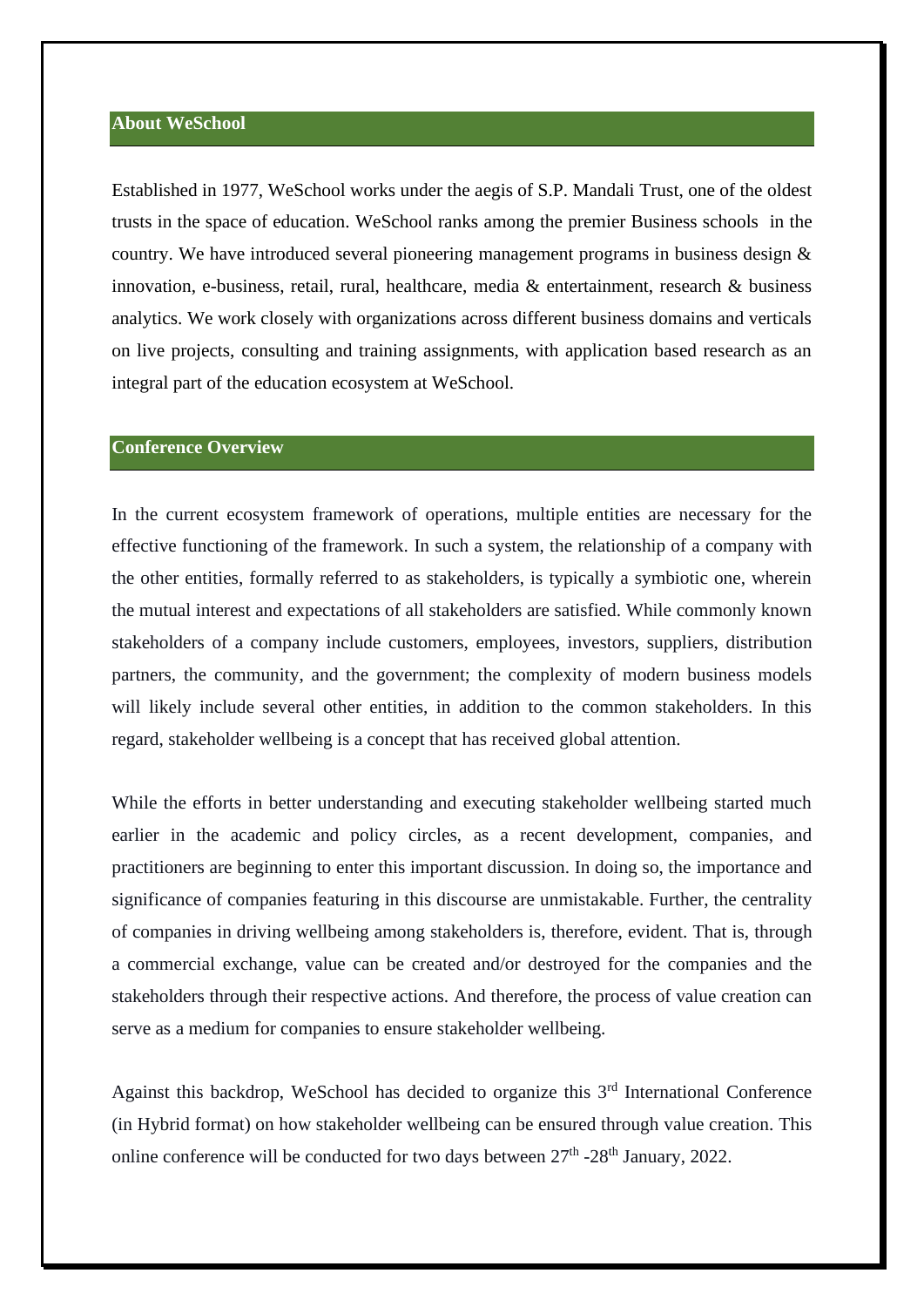## About WeSchool

Established in 1977, WeSchool works under the aegis of S.P. Mandali Trust, one of the oldest trusts in the space of education. WeSchool ranks among the premier Business schools in the country. We have introduced several pioneering management programs in business design & innovation, e-business, retail, rural, healthcare, media & entertainment, research & business analytics. We work closely with organizations across different business domains and verticals on live projects, consulting and training assignments, with application based research as an integral part of the education ecosystem at WeSchool.

## Conference Overview

In the current ecosystem framework of operations, multiple entities are necessary for the effective functioning of the framework. In such a system, the relationship of a company with the other entities, formally referred to as stakeholders, is typically a symbiotic one, wherein the mutual interest and expectations of all stakeholders are satisfied. While commonly known stakeholders of a company include customers, employees, investors, suppliers, distribution partners, the community, and the government; the complexity of modern business models will likely include several other entities, in addition to the common stakeholders. In this regard, stakeholder wellbeing is a concept that has received global attention.

While the efforts in better understanding and executing stakeholder wellbeing started much earlier in the academic and policy circles, as a recent development, companies, and practitioners are beginning to enter this important discussion. In doing so, the importance and significance of companies featuring in this discourse are unmistakable. Further, the centrality of companies in driving wellbeing among stakeholders is, therefore, evident. That is, through a commercial exchange, value can be created and/or destroyed for the companies and the stakeholders through their respective actions. And therefore, the process of value creation can serve as a medium for companies to ensure stakeholder wellbeing.

Against this backdrop, WeSchool has decided to organize this 3rd International Conference (in Hybrid format) on how stakeholder wellbeing can be ensured through value creation. This online conference will be conducted for two days between 27th -28th January, 2022.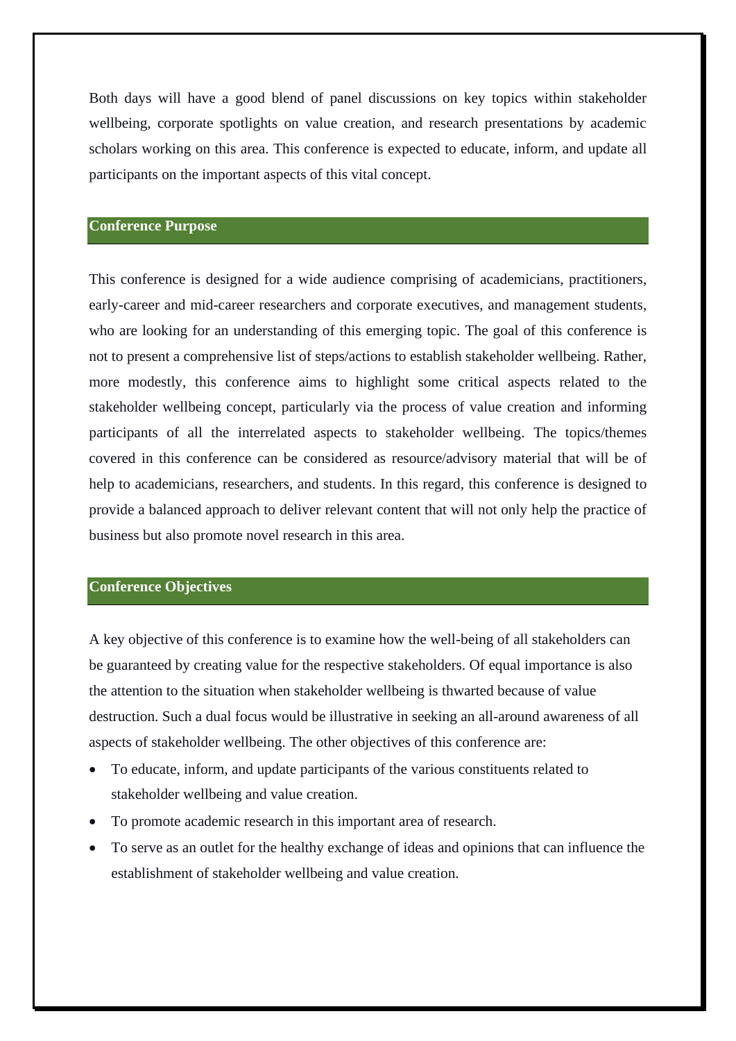Both days will have a good blend of panel discussions on key topics within stakeholder wellbeing, corporate spotlights on value creation, and research presentations by academic scholars working on this area. This conference is expected to educate, inform, and update all participants on the important aspects of this vital concept.

## Conference Purpose

This conference is designed for a wide audience comprising of academicians, practitioners, early-career and mid-career researchers and corporate executives, and management students, who are looking for an understanding of this emerging topic. The goal of this conference is not to present a comprehensive list of steps/actions to establish stakeholder wellbeing. Rather, more modestly, this conference aims to highlight some critical aspects related to the stakeholder wellbeing concept, particularly via the process of value creation and informing participants of all the interrelated aspects to stakeholder wellbeing. The topics/themes covered in this conference can be considered as resource/advisory material that will be of help to academicians, researchers, and students. In this regard, this conference is designed to provide a balanced approach to deliver relevant content that will not only help the practice of business but also promote novel research in this area.

## Conference Objectives

A key objective of this conference is to examine how the well-being of all stakeholders can be guaranteed by creating value for the respective stakeholders. Of equal importance is also the attention to the situation when stakeholder wellbeing is thwarted because of value destruction. Such a dual focus would be illustrative in seeking an all-around awareness of all aspects of stakeholder wellbeing. The other objectives of this conference are:

- To educate, inform, and update participants of the various constituents related to stakeholder wellbeing and value creation.
- To promote academic research in this important area of research.
- To serve as an outlet for the healthy exchange of ideas and opinions that can influence the establishment of stakeholder wellbeing and value creation.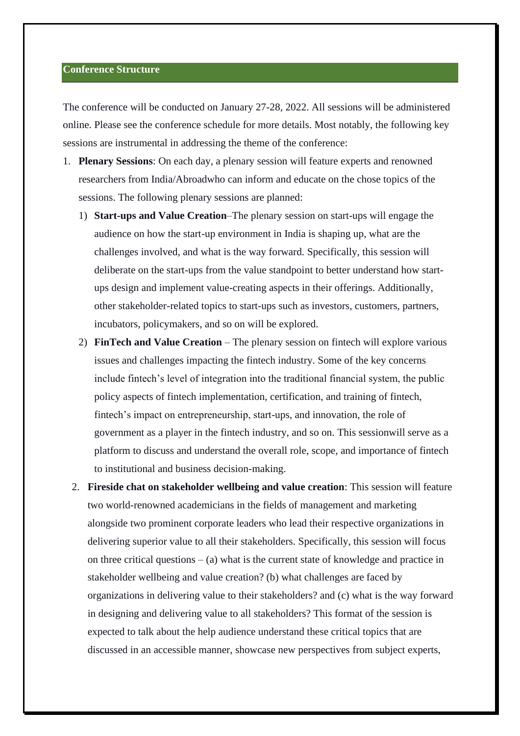## Conference Structure

The conference will be conducted on January 27-28, 2022. All sessions will be administered online. Please see the conference schedule for more details. Most notably, the following key sessions are instrumental in addressing the theme of the conference:

1. **Plenary Sessions**: On each day, a plenary session will feature experts and renowned researchers from India/Abroadwho can inform and educate on the chose topics of the sessions. The following plenary sessions are planned:
   1) **Start-ups and Value Creation**–The plenary session on start-ups will engage the audience on how the start-up environment in India is shaping up, what are the challenges involved, and what is the way forward. Specifically, this session will deliberate on the start-ups from the value standpoint to better understand how start-ups design and implement value-creating aspects in their offerings. Additionally, other stakeholder-related topics to start-ups such as investors, customers, partners, incubators, policymakers, and so on will be explored.
   2) **FinTech and Value Creation** – The plenary session on fintech will explore various issues and challenges impacting the fintech industry. Some of the key concerns include fintech's level of integration into the traditional financial system, the public policy aspects of fintech implementation, certification, and training of fintech, fintech's impact on entrepreneurship, start-ups, and innovation, the role of government as a player in the fintech industry, and so on. This sessionwill serve as a platform to discuss and understand the overall role, scope, and importance of fintech to institutional and business decision-making.
2. **Fireside chat on stakeholder wellbeing and value creation**: This session will feature two world-renowned academicians in the fields of management and marketing alongside two prominent corporate leaders who lead their respective organizations in delivering superior value to all their stakeholders. Specifically, this session will focus on three critical questions – (a) what is the current state of knowledge and practice in stakeholder wellbeing and value creation? (b) what challenges are faced by organizations in delivering value to their stakeholders? and (c) what is the way forward in designing and delivering value to all stakeholders? This format of the session is expected to talk about the help audience understand these critical topics that are discussed in an accessible manner, showcase new perspectives from subject experts,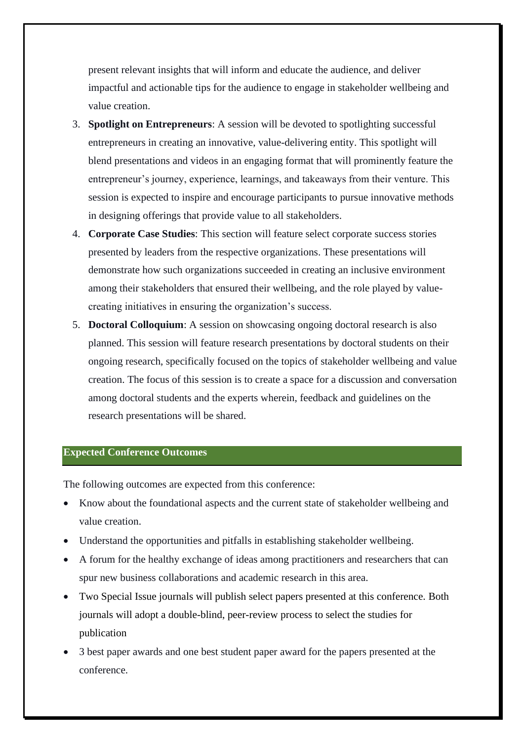present relevant insights that will inform and educate the audience, and deliver impactful and actionable tips for the audience to engage in stakeholder wellbeing and value creation.

3. **Spotlight on Entrepreneurs**: A session will be devoted to spotlighting successful entrepreneurs in creating an innovative, value-delivering entity. This spotlight will blend presentations and videos in an engaging format that will prominently feature the entrepreneur's journey, experience, learnings, and takeaways from their venture. This session is expected to inspire and encourage participants to pursue innovative methods in designing offerings that provide value to all stakeholders.
4. **Corporate Case Studies**: This section will feature select corporate success stories presented by leaders from the respective organizations. These presentations will demonstrate how such organizations succeeded in creating an inclusive environment among their stakeholders that ensured their wellbeing, and the role played by value-creating initiatives in ensuring the organization's success.
5. **Doctoral Colloquium**: A session on showcasing ongoing doctoral research is also planned. This session will feature research presentations by doctoral students on their ongoing research, specifically focused on the topics of stakeholder wellbeing and value creation. The focus of this session is to create a space for a discussion and conversation among doctoral students and the experts wherein, feedback and guidelines on the research presentations will be shared.

## Expected Conference Outcomes

The following outcomes are expected from this conference:

- Know about the foundational aspects and the current state of stakeholder wellbeing and value creation.
- Understand the opportunities and pitfalls in establishing stakeholder wellbeing.
- A forum for the healthy exchange of ideas among practitioners and researchers that can spur new business collaborations and academic research in this area.
- Two Special Issue journals will publish select papers presented at this conference. Both journals will adopt a double-blind, peer-review process to select the studies for publication
- 3 best paper awards and one best student paper award for the papers presented at the conference.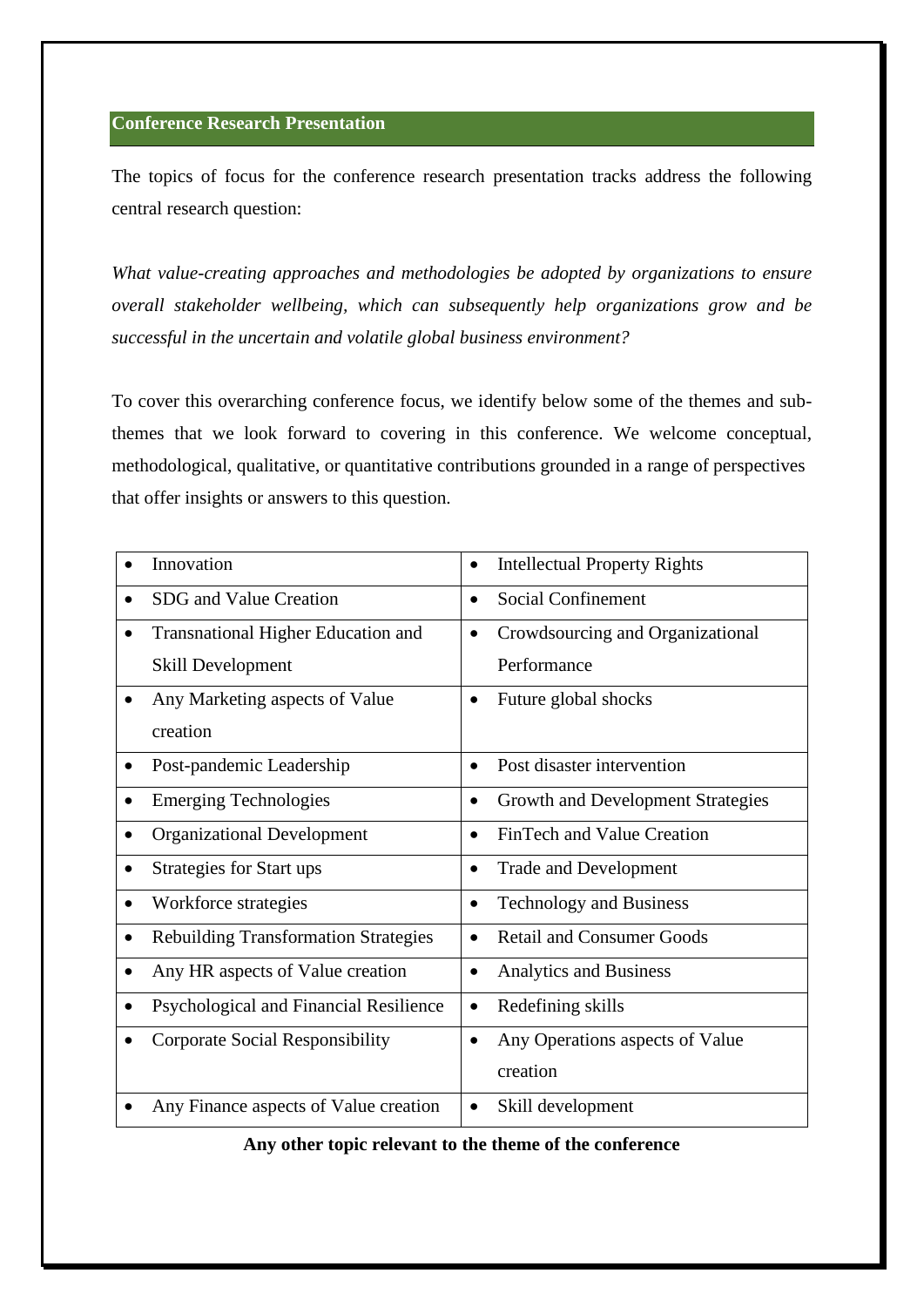## Conference Research Presentation

The topics of focus for the conference research presentation tracks address the following central research question:

*What value-creating approaches and methodologies be adopted by organizations to ensure overall stakeholder wellbeing, which can subsequently help organizations grow and be successful in the uncertain and volatile global business environment?*

To cover this overarching conference focus, we identify below some of the themes and sub-themes that we look forward to covering in this conference. We welcome conceptual, methodological, qualitative, or quantitative contributions grounded in a range of perspectives that offer insights or answers to this question.

| | |
|---|---|
| • Innovation | • Intellectual Property Rights |
| • SDG and Value Creation | • Social Confinement |
| • Transnational Higher Education and Skill Development | • Crowdsourcing and Organizational Performance |
| • Any Marketing aspects of Value creation | • Future global shocks |
| • Post-pandemic Leadership | • Post disaster intervention |
| • Emerging Technologies | • Growth and Development Strategies |
| • Organizational Development | • FinTech and Value Creation |
| • Strategies for Start ups | • Trade and Development |
| • Workforce strategies | • Technology and Business |
| • Rebuilding Transformation Strategies | • Retail and Consumer Goods |
| • Any HR aspects of Value creation | • Analytics and Business |
| • Psychological and Financial Resilience | • Redefining skills |
| • Corporate Social Responsibility | • Any Operations aspects of Value creation |
| • Any Finance aspects of Value creation | • Skill development |

**Any other topic relevant to the theme of the conference**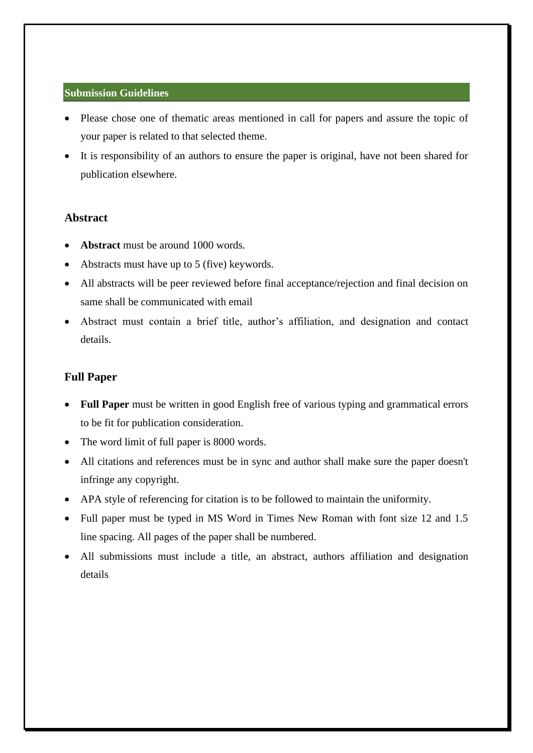## Submission Guidelines

- Please chose one of thematic areas mentioned in call for papers and assure the topic of your paper is related to that selected theme.
- It is responsibility of an authors to ensure the paper is original, have not been shared for publication elsewhere.

### Abstract

- **Abstract** must be around 1000 words.
- Abstracts must have up to 5 (five) keywords.
- All abstracts will be peer reviewed before final acceptance/rejection and final decision on same shall be communicated with email
- Abstract must contain a brief title, author's affiliation, and designation and contact details.

### Full Paper

- **Full Paper** must be written in good English free of various typing and grammatical errors to be fit for publication consideration.
- The word limit of full paper is 8000 words.
- All citations and references must be in sync and author shall make sure the paper doesn't infringe any copyright.
- APA style of referencing for citation is to be followed to maintain the uniformity.
- Full paper must be typed in MS Word in Times New Roman with font size 12 and 1.5 line spacing. All pages of the paper shall be numbered.
- All submissions must include a title, an abstract, authors affiliation and designation details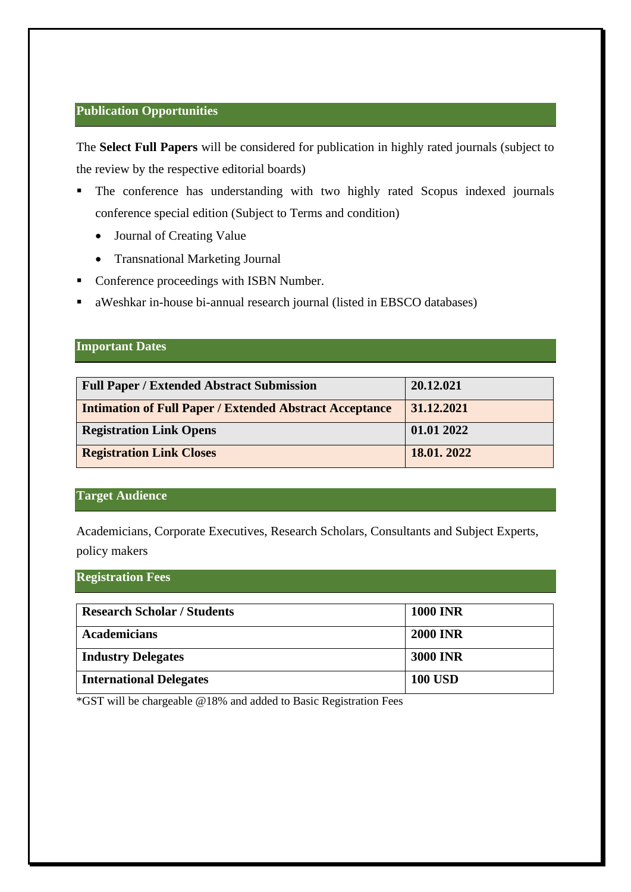## Publication Opportunities

The **Select Full Papers** will be considered for publication in highly rated journals (subject to the review by the respective editorial boards)

- The conference has understanding with two highly rated Scopus indexed journals conference special edition (Subject to Terms and condition)
  - Journal of Creating Value
  - Transnational Marketing Journal
- Conference proceedings with ISBN Number.
- aWeshkar in-house bi-annual research journal (listed in EBSCO databases)

## Important Dates

| | |
|---|---|
| **Full Paper / Extended Abstract Submission** | **20.12.021** |
| **Intimation of Full Paper / Extended Abstract Acceptance** | **31.12.2021** |
| **Registration Link Opens** | **01.01 2022** |
| **Registration Link Closes** | **18.01. 2022** |

## Target Audience

Academicians, Corporate Executives, Research Scholars, Consultants and Subject Experts, policy makers

## Registration Fees

| | |
|---|---|
| **Research Scholar / Students** | **1000 INR** |
| **Academicians** | **2000 INR** |
| **Industry Delegates** | **3000 INR** |
| **International Delegates** | **100 USD** |

*GST will be chargeable @18% and added to Basic Registration Fees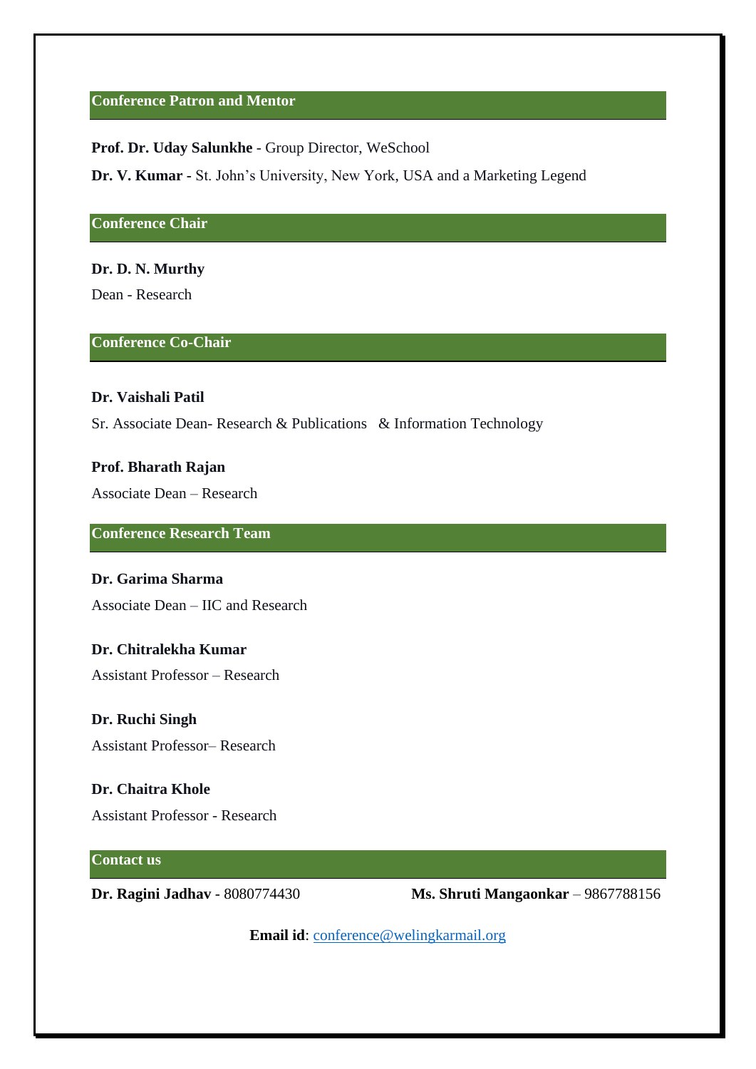## Conference Patron and Mentor

**Prof. Dr. Uday Salunkhe** - Group Director, WeSchool

**Dr. V. Kumar -** St. John's University, New York, USA and a Marketing Legend

## Conference Chair

**Dr. D. N. Murthy**

Dean - Research

## Conference Co-Chair

**Dr. Vaishali Patil**

Sr. Associate Dean- Research & Publications & Information Technology

**Prof. Bharath Rajan**

Associate Dean – Research

## Conference Research Team

**Dr. Garima Sharma**

Associate Dean – IIC and Research

**Dr. Chitralekha Kumar**

Assistant Professor – Research

**Dr. Ruchi Singh**

Assistant Professor– Research

**Dr. Chaitra Khole**

Assistant Professor - Research

## Contact us

**Dr. Ragini Jadhav** - 8080774430

**Ms. Shruti Mangaonkar** – 9867788156

**Email id**: conference@welingkarmail.org